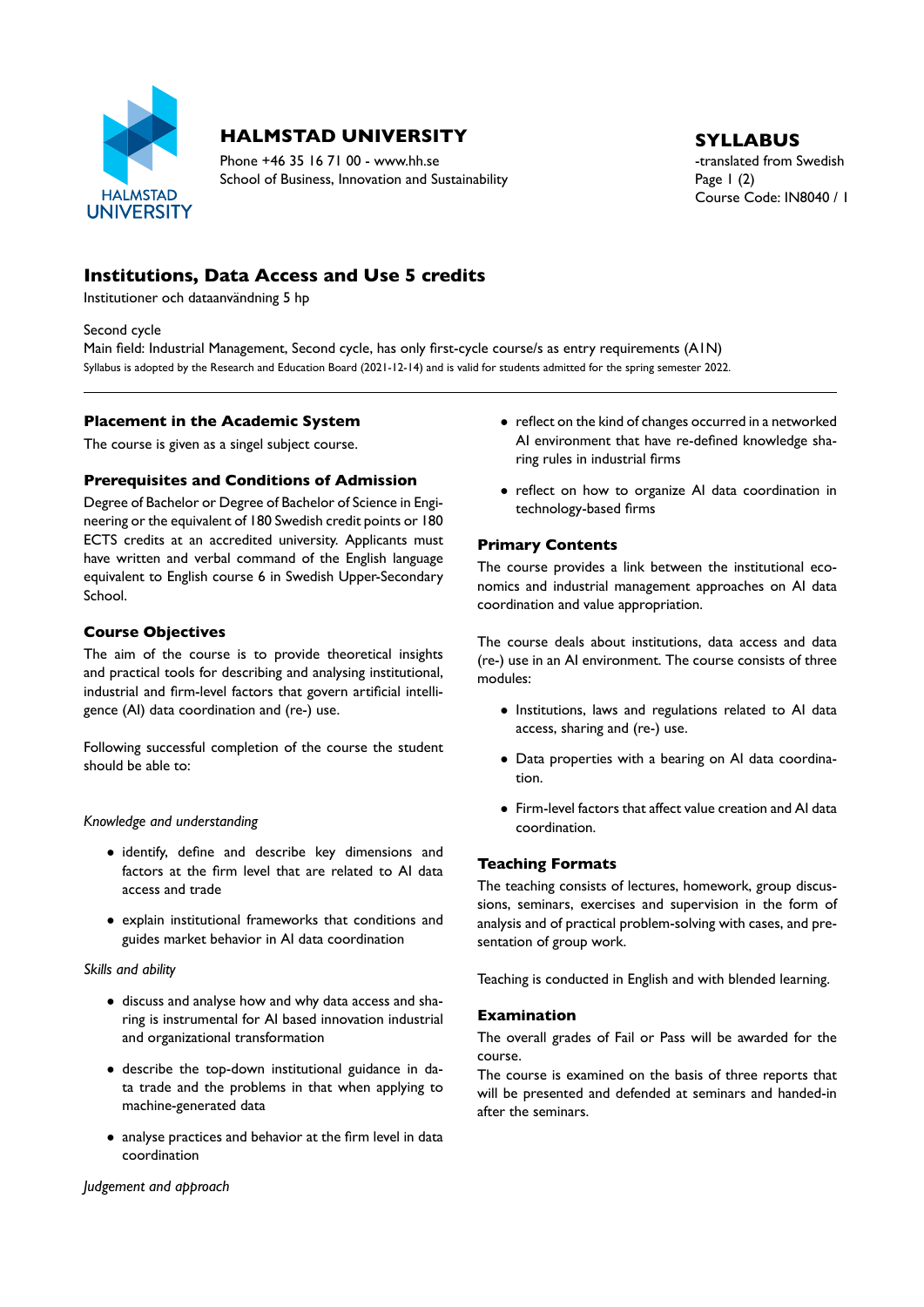**HALMSTAD UNIVERSITY**

Phone +46 35 16 71 00 - www.hh.se
School of Business, Innovation and Sustainability

**SYLLABUS**
-translated from Swedish
Course Code: IN8040 / 1

# Institutions, Data Access and Use 5 credits

Institutioner och dataanvändning 5 hp

Second cycle
Main field: Industrial Management, Second cycle, has only first-cycle course/s as entry requirements (A1N)
Syllabus is adopted by the Research and Education Board (2021-12-14) and is valid for students admitted for the spring semester 2022.

## Placement in the Academic System

The course is given as a singel subject course.

## Prerequisites and Conditions of Admission

Degree of Bachelor or Degree of Bachelor of Science in Engineering or the equivalent of 180 Swedish credit points or 180 ECTS credits at an accredited university. Applicants must have written and verbal command of the English language equivalent to English course 6 in Swedish Upper-Secondary School.

## Course Objectives

The aim of the course is to provide theoretical insights and practical tools for describing and analysing institutional, industrial and firm-level factors that govern artificial intelligence (AI) data coordination and (re-) use.

Following successful completion of the course the student should be able to:

*Knowledge and understanding*

- identify, define and describe key dimensions and factors at the firm level that are related to AI data access and trade
- explain institutional frameworks that conditions and guides market behavior in AI data coordination

*Skills and ability*

- discuss and analyse how and why data access and sharing is instrumental for AI based innovation industrial and organizational transformation
- describe the top-down institutional guidance in data trade and the problems in that when applying to machine-generated data
- analyse practices and behavior at the firm level in data coordination

*Judgement and approach*

- reflect on the kind of changes occurred in a networked AI environment that have re-defined knowledge sharing rules in industrial firms
- reflect on how to organize AI data coordination in technology-based firms

## Primary Contents

The course provides a link between the institutional economics and industrial management approaches on AI data coordination and value appropriation.

The course deals about institutions, data access and data (re-) use in an AI environment. The course consists of three modules:

- Institutions, laws and regulations related to AI data access, sharing and (re-) use.
- Data properties with a bearing on AI data coordination.
- Firm-level factors that affect value creation and AI data coordination.

## Teaching Formats

The teaching consists of lectures, homework, group discussions, seminars, exercises and supervision in the form of analysis and of practical problem-solving with cases, and presentation of group work.

Teaching is conducted in English and with blended learning.

## Examination

The overall grades of Fail or Pass will be awarded for the course.
The course is examined on the basis of three reports that will be presented and defended at seminars and handed-in after the seminars.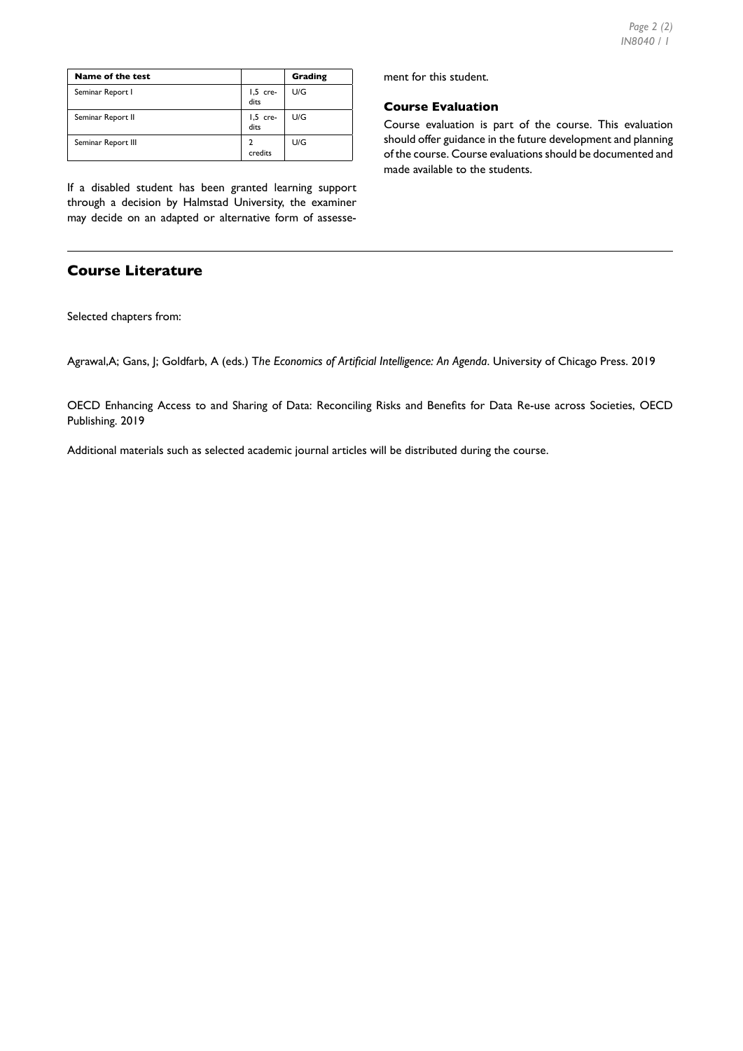| Name of the test | | Grading |
|---|---|---|
| Seminar Report I | 1,5 credits | U/G |
| Seminar Report II | 1,5 credits | U/G |
| Seminar Report III | 2 credits | U/G |

If a disabled student has been granted learning support through a decision by Halmstad University, the examiner may decide on an adapted or alternative form of assessment for this student.

### Course Evaluation

Course evaluation is part of the course. This evaluation should offer guidance in the future development and planning of the course. Course evaluations should be documented and made available to the students.

## Course Literature

Selected chapters from:

Agrawal,A; Gans, J; Goldfarb, A (eds.) T*he Economics of Artificial Intelligence: An Agenda*. University of Chicago Press. 2019

OECD Enhancing Access to and Sharing of Data: Reconciling Risks and Benefits for Data Re-use across Societies, OECD Publishing. 2019

Additional materials such as selected academic journal articles will be distributed during the course.